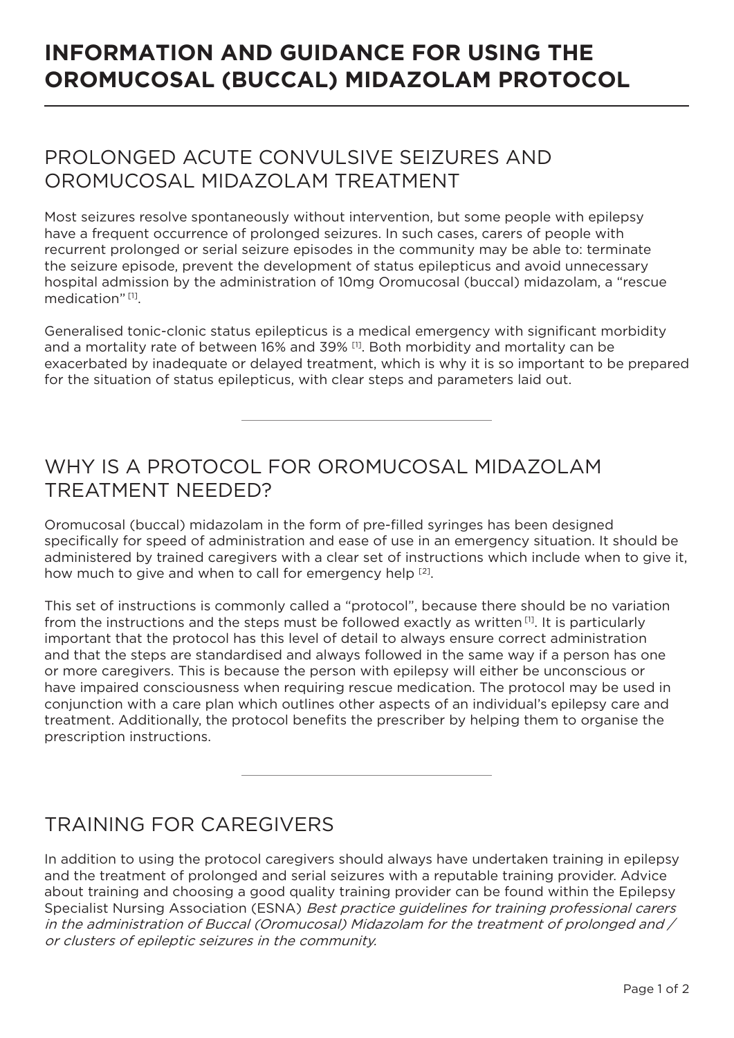# INFORMATION AND GUIDANCE FOR USING THE OROMUCOSAL (BUCCAL) MIDAZOLAM PROTOCOL

## PROLONGED ACUTE CONVULSIVE SEIZURES AND OROMUCOSAL MIDAZOLAM TREATMENT

Most seizures resolve spontaneously without intervention, but some people with epilepsy have a frequent occurrence of prolonged seizures. In such cases, carers of people with recurrent prolonged or serial seizure episodes in the community may be able to: terminate the seizure episode, prevent the development of status epilepticus and avoid unnecessary hospital admission by the administration of 10mg Oromucosal (buccal) midazolam, a "rescue medication" [1].

Generalised tonic-clonic status epilepticus is a medical emergency with significant morbidity and a mortality rate of between 16% and 39% [1]. Both morbidity and mortality can be exacerbated by inadequate or delayed treatment, which is why it is so important to be prepared for the situation of status epilepticus, with clear steps and parameters laid out.

---

## WHY IS A PROTOCOL FOR OROMUCOSAL MIDAZOLAM TREATMENT NEEDED?

Oromucosal (buccal) midazolam in the form of pre-filled syringes has been designed specifically for speed of administration and ease of use in an emergency situation. It should be administered by trained caregivers with a clear set of instructions which include when to give it, how much to give and when to call for emergency help [2].

This set of instructions is commonly called a "protocol", because there should be no variation from the instructions and the steps must be followed exactly as written [1]. It is particularly important that the protocol has this level of detail to always ensure correct administration and that the steps are standardised and always followed in the same way if a person has one or more caregivers. This is because the person with epilepsy will either be unconscious or have impaired consciousness when requiring rescue medication. The protocol may be used in conjunction with a care plan which outlines other aspects of an individual's epilepsy care and treatment. Additionally, the protocol benefits the prescriber by helping them to organise the prescription instructions.

---

## TRAINING FOR CAREGIVERS

In addition to using the protocol caregivers should always have undertaken training in epilepsy and the treatment of prolonged and serial seizures with a reputable training provider. Advice about training and choosing a good quality training provider can be found within the Epilepsy Specialist Nursing Association (ESNA) *Best practice guidelines for training professional carers in the administration of Buccal (Oromucosal) Midazolam for the treatment of prolonged and / or clusters of epileptic seizures in the community.*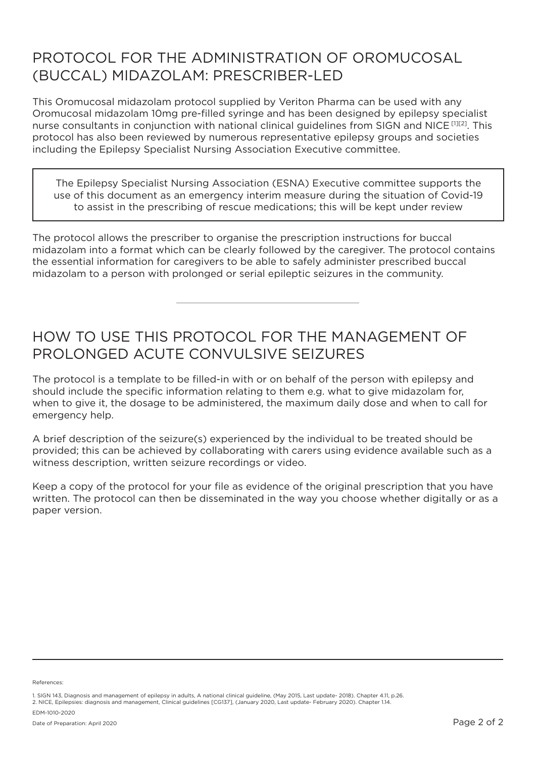# PROTOCOL FOR THE ADMINISTRATION OF OROMUCOSAL (BUCCAL) MIDAZOLAM: PRESCRIBER-LED

This Oromucosal midazolam protocol supplied by Veriton Pharma can be used with any Oromucosal midazolam 10mg pre-filled syringe and has been designed by epilepsy specialist nurse consultants in conjunction with national clinical guidelines from SIGN and NICE [1][2]. This protocol has also been reviewed by numerous representative epilepsy groups and societies including the Epilepsy Specialist Nursing Association Executive committee.

> The Epilepsy Specialist Nursing Association (ESNA) Executive committee supports the use of this document as an emergency interim measure during the situation of Covid-19 to assist in the prescribing of rescue medications; this will be kept under review

The protocol allows the prescriber to organise the prescription instructions for buccal midazolam into a format which can be clearly followed by the caregiver. The protocol contains the essential information for caregivers to be able to safely administer prescribed buccal midazolam to a person with prolonged or serial epileptic seizures in the community.

---

# HOW TO USE THIS PROTOCOL FOR THE MANAGEMENT OF PROLONGED ACUTE CONVULSIVE SEIZURES

The protocol is a template to be filled-in with or on behalf of the person with epilepsy and should include the specific information relating to them e.g. what to give midazolam for, when to give it, the dosage to be administered, the maximum daily dose and when to call for emergency help.

A brief description of the seizure(s) experienced by the individual to be treated should be provided; this can be achieved by collaborating with carers using evidence available such as a witness description, written seizure recordings or video.

Keep a copy of the protocol for your file as evidence of the original prescription that you have written. The protocol can then be disseminated in the way you choose whether digitally or as a paper version.

---

References:

1. SIGN 143, Diagnosis and management of epilepsy in adults, A national clinical guideline, (May 2015, Last update- 2018). Chapter 4.11, p.26.
2. NICE, Epilepsies: diagnosis and management, Clinical guidelines [CG137], (January 2020, Last update- February 2020). Chapter 1.14.

EDM-1010-2020

Date of Preparation: April 2020